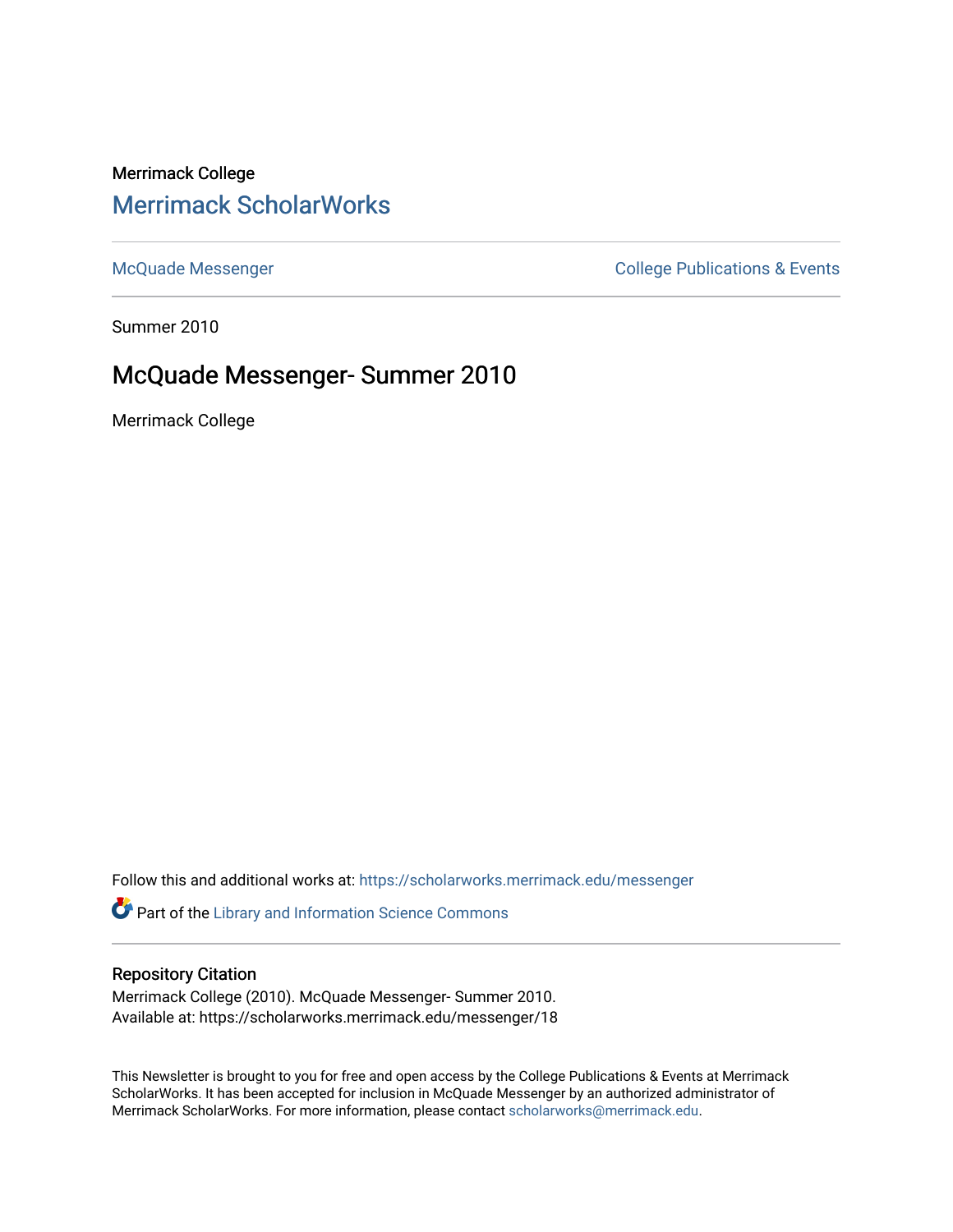Merrimack College

# Merrimack ScholarWorks

McQuade Messenger

College Publications & Events

Summer 2010

## McQuade Messenger- Summer 2010

Merrimack College

Follow this and additional works at: https://scholarworks.merrimack.edu/messenger

Part of the Library and Information Science Commons

### Repository Citation

Merrimack College (2010). McQuade Messenger- Summer 2010.
Available at: https://scholarworks.merrimack.edu/messenger/18

This Newsletter is brought to you for free and open access by the College Publications & Events at Merrimack ScholarWorks. It has been accepted for inclusion in McQuade Messenger by an authorized administrator of Merrimack ScholarWorks. For more information, please contact scholarworks@merrimack.edu.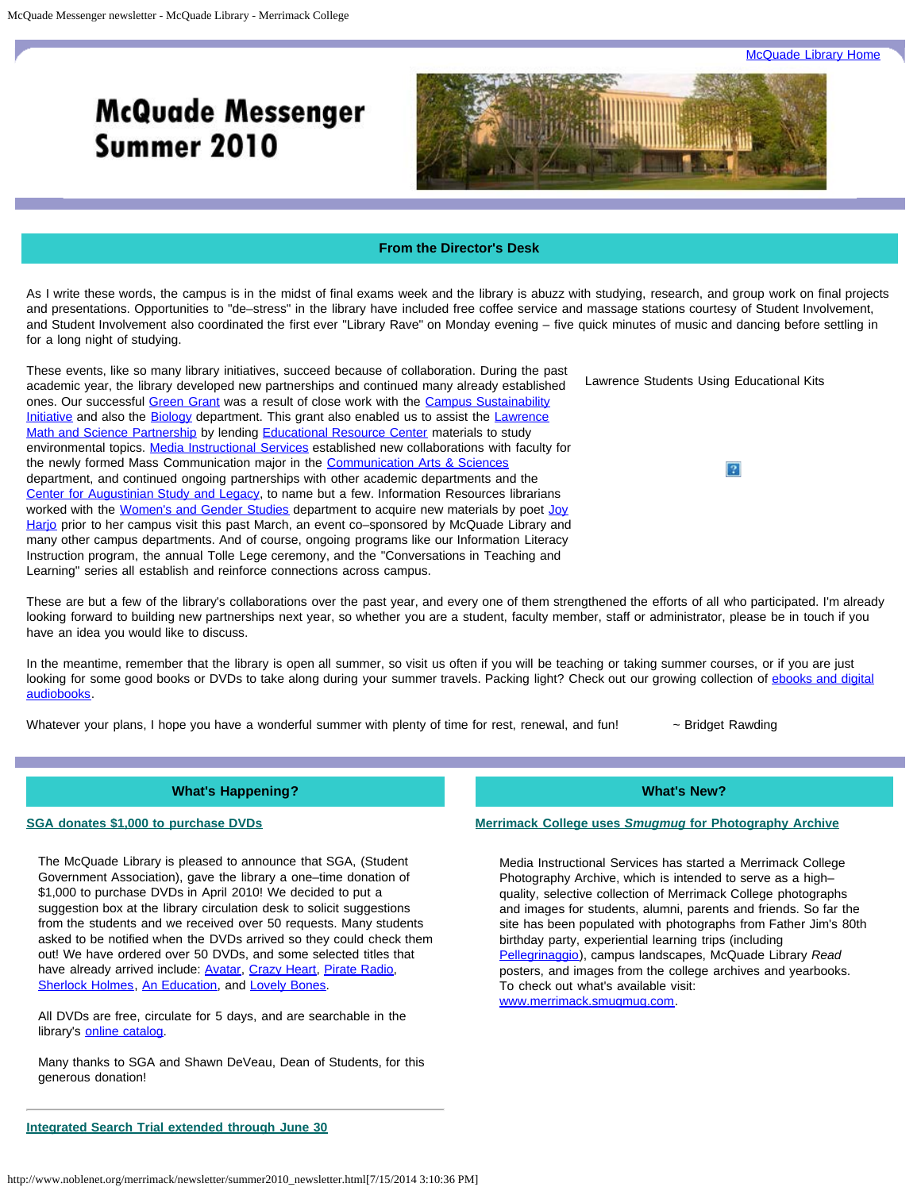McQuade Library Home

# McQuade Messenger Summer 2010

## From the Director's Desk

As I write these words, the campus is in the midst of final exams week and the library is abuzz with studying, research, and group work on final projects and presentations. Opportunities to "de–stress" in the library have included free coffee service and massage stations courtesy of Student Involvement, and Student Involvement also coordinated the first ever "Library Rave" on Monday evening – five quick minutes of music and dancing before settling in for a long night of studying.

These events, like so many library initiatives, succeed because of collaboration. During the past academic year, the library developed new partnerships and continued many already established ones. Our successful Green Grant was a result of close work with the Campus Sustainability Initiative and also the Biology department. This grant also enabled us to assist the Lawrence Math and Science Partnership by lending Educational Resource Center materials to study environmental topics. Media Instructional Services established new collaborations with faculty for the newly formed Mass Communication major in the Communication Arts & Sciences department, and continued ongoing partnerships with other academic departments and the Center for Augustinian Study and Legacy, to name but a few. Information Resources librarians worked with the Women's and Gender Studies department to acquire new materials by poet Joy Harjo prior to her campus visit this past March, an event co–sponsored by McQuade Library and many other campus departments. And of course, ongoing programs like our Information Literacy Instruction program, the annual Tolle Lege ceremony, and the "Conversations in Teaching and Learning" series all establish and reinforce connections across campus.

Lawrence Students Using Educational Kits

These are but a few of the library's collaborations over the past year, and every one of them strengthened the efforts of all who participated. I'm already looking forward to building new partnerships next year, so whether you are a student, faculty member, staff or administrator, please be in touch if you have an idea you would like to discuss.

In the meantime, remember that the library is open all summer, so visit us often if you will be teaching or taking summer courses, or if you are just looking for some good books or DVDs to take along during your summer travels. Packing light? Check out our growing collection of ebooks and digital audiobooks.

Whatever your plans, I hope you have a wonderful summer with plenty of time for rest, renewal, and fun!

~ Bridget Rawding

## What's Happening?

### SGA donates $1,000 to purchase DVDs

The McQuade Library is pleased to announce that SGA, (Student Government Association), gave the library a one–time donation of $1,000 to purchase DVDs in April 2010! We decided to put a suggestion box at the library circulation desk to solicit suggestions from the students and we received over 50 requests. Many students asked to be notified when the DVDs arrived so they could check them out! We have ordered over 50 DVDs, and some selected titles that have already arrived include: Avatar, Crazy Heart, Pirate Radio, Sherlock Holmes, An Education, and Lovely Bones.

All DVDs are free, circulate for 5 days, and are searchable in the library's online catalog.

Many thanks to SGA and Shawn DeVeau, Dean of Students, for this generous donation!

---

### Integrated Search Trial extended through June 30

## What's New?

### Merrimack College uses *Smugmug* for Photography Archive

Media Instructional Services has started a Merrimack College Photography Archive, which is intended to serve as a high–quality, selective collection of Merrimack College photographs and images for students, alumni, parents and friends. So far the site has been populated with photographs from Father Jim's 80th birthday party, experiential learning trips (including Pellegrinaggio), campus landscapes, McQuade Library *Read* posters, and images from the college archives and yearbooks. To check out what's available visit: www.merrimack.smugmug.com.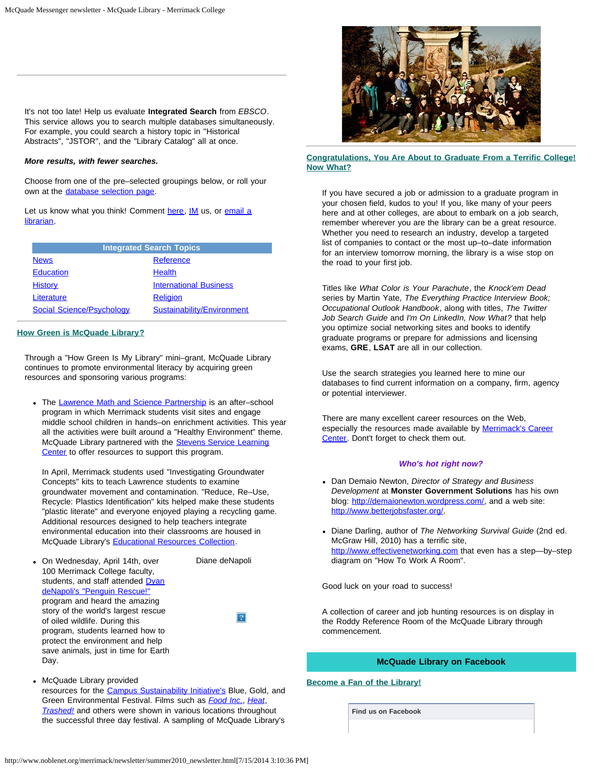It's not too late! Help us evaluate **Integrated Search** from *EBSCO*. This service allows you to search multiple databases simultaneously. For example, you could search a history topic in "Historical Abstracts", "JSTOR", and the "Library Catalog" all at once.

***More results, with fewer searches.***

Choose from one of the pre–selected groupings below, or roll your own at the database selection page.

Let us know what you think! Comment here, IM us, or email a librarian.

| Integrated Search Topics | |
| --- | --- |
| News | Reference |
| Education | Health |
| History | International Business |
| Literature | Religion |
| Social Science/Psychology | Sustainability/Environment |

## How Green is McQuade Library?

Through a "How Green Is My Library" mini–grant, McQuade Library continues to promote environmental literacy by acquiring green resources and sponsoring various programs:

- The Lawrence Math and Science Partnership is an after–school program in which Merrimack students visit sites and engage middle school children in hands–on enrichment activities. This year all the activities were built around a "Healthy Environment" theme. McQuade Library partnered with the Stevens Service Learning Center to offer resources to support this program.

  In April, Merrimack students used "Investigating Groundwater Concepts" kits to teach Lawrence students to examine groundwater movement and contamination. "Reduce, Re–Use, Recycle: Plastics Identification" kits helped make these students "plastic literate" and everyone enjoyed playing a recycling game. Additional resources designed to help teachers integrate environmental education into their classrooms are housed in McQuade Library's Educational Resources Collection.

- On Wednesday, April 14th, over 100 Merrimack College faculty, students, and staff attended Dyan deNapoli's "Penguin Rescue!" program and heard the amazing story of the world's largest rescue of oiled wildlife. During this program, students learned how to protect the environment and help save animals, just in time for Earth Day.

  Diane deNapoli

- McQuade Library provided resources for the Campus Sustainability Initiative's Blue, Gold, and Green Environmental Festival. Films such as *Food Inc.*, *Heat*, *Trashed!* and others were shown in various locations throughout the successful three day festival. A sampling of McQuade Library's

## Congratulations, You Are About to Graduate From a Terrific College! Now What?

If you have secured a job or admission to a graduate program in your chosen field, kudos to you! If you, like many of your peers here and at other colleges, are about to embark on a job search, remember wherever you are the library can be a great resource. Whether you need to research an industry, develop a targeted list of companies to contact or the most up–to–date information for an interview tomorrow morning, the library is a wise stop on the road to your first job.

Titles like *What Color is Your Parachute*, the *Knock'em Dead* series by Martin Yate, *The Everything Practice Interview Book; Occupational Outlook Handbook*, along with titles, *The Twitter Job Search Guide* and *I'm On LinkedIn, Now What?* that help you optimize social networking sites and books to identify graduate programs or prepare for admissions and licensing exams, **GRE**, **LSAT** are all in our collection.

Use the search strategies you learned here to mine our databases to find current information on a company, firm, agency or potential interviewer.

There are many excellent career resources on the Web, especially the resources made available by Merrimack's Career Center. Don't forget to check them out.

***Who's hot right now?***

- Dan Demaio Newton, *Director of Strategy and Business Development* at **Monster Government Solutions** has his own blog: http://demaionewton.wordpress.com/, and a web site: http://www.betterjobsfaster.org/.
- Diane Darling, author of *The Networking Survival Guide* (2nd ed. McGraw Hill, 2010) has a terrific site, http://www.effectivenetworking.com that even has a step—by–step diagram on "How To Work A Room".

Good luck on your road to success!

A collection of career and job hunting resources is on display in the Roddy Reference Room of the McQuade Library through commencement.

## McQuade Library on Facebook

**Become a Fan of the Library!**

Find us on Facebook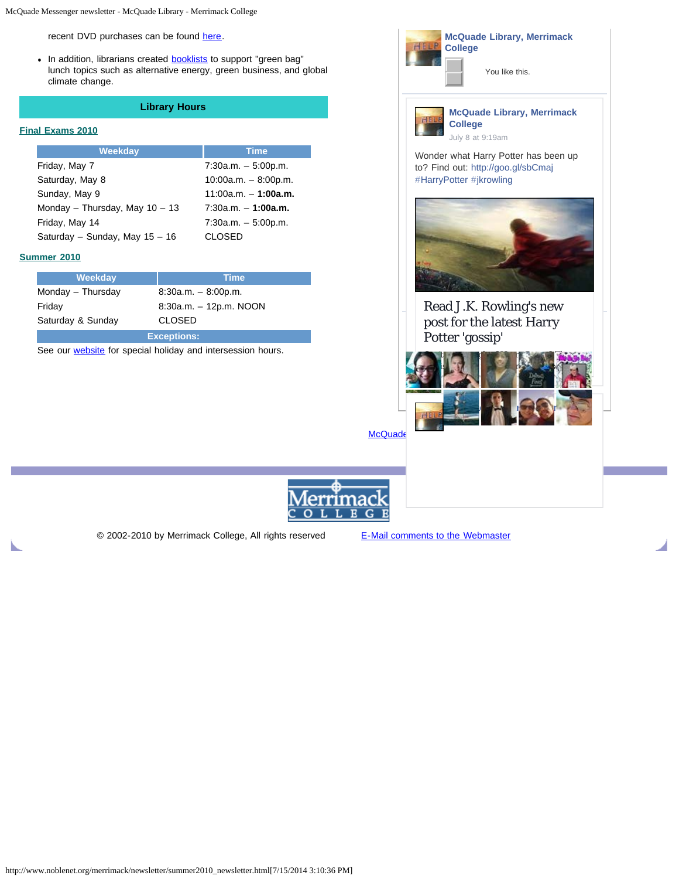recent DVD purchases can be found here.

- In addition, librarians created booklists to support "green bag" lunch topics such as alternative energy, green business, and global climate change.

## Library Hours

**Final Exams 2010**

| Weekday | Time |
|---|---|
| Friday, May 7 | 7:30a.m. – 5:00p.m. |
| Saturday, May 8 | 10:00a.m. – 8:00p.m. |
| Sunday, May 9 | 11:00a.m. – **1:00a.m.** |
| Monday – Thursday, May 10 – 13 | 7:30a.m. – **1:00a.m.** |
| Friday, May 14 | 7:30a.m. – 5:00p.m. |
| Saturday – Sunday, May 15 – 16 | CLOSED |

**Summer 2010**

| Weekday | Time |
|---|---|
| Monday – Thursday | 8:30a.m. – 8:00p.m. |
| Friday | 8:30a.m. – 12p.m. NOON |
| Saturday & Sunday | CLOSED |

**Exceptions:**

See our website for special holiday and intersession hours.

**McQuade Library, Merrimack College**

You like this.

**McQuade Library, Merrimack College**
July 8 at 9:19am

Wonder what Harry Potter has been up to? Find out: http://goo.gl/sbCmaj #HarryPotter #jkrowling

Read J.K. Rowling's new post for the latest Harry Potter 'gossip'

McQuade

© 2002-2010 by Merrimack College, All rights reserved

E-Mail comments to the Webmaster